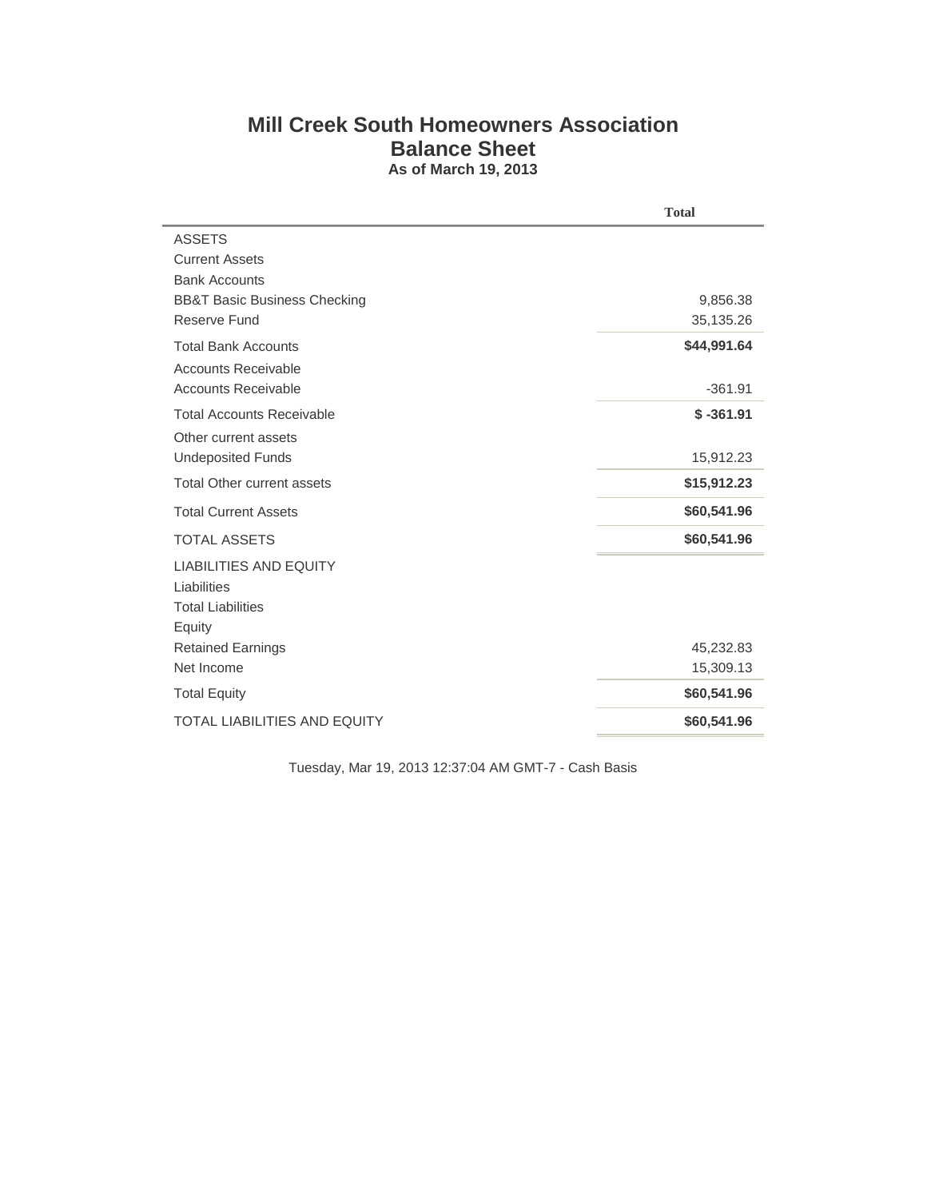# Mill Creek South Homeowners Association

## Balance Sheet

**As of March 19, 2013**

| | Total |
|---|---|
| ASSETS | |
| Current Assets | |
| Bank Accounts | |
| BB&T Basic Business Checking | 9,856.38 |
| Reserve Fund | 35,135.26 |
| Total Bank Accounts | **$44,991.64** |
| Accounts Receivable | |
| Accounts Receivable | -361.91 |
| Total Accounts Receivable | **$ -361.91** |
| Other current assets | |
| Undeposited Funds | 15,912.23 |
| Total Other current assets | **$15,912.23** |
| Total Current Assets | **$60,541.96** |
| TOTAL ASSETS | **$60,541.96** |
| LIABILITIES AND EQUITY | |
| Liabilities | |
| Total Liabilities | |
| Equity | |
| Retained Earnings | 45,232.83 |
| Net Income | 15,309.13 |
| Total Equity | **$60,541.96** |
| TOTAL LIABILITIES AND EQUITY | **$60,541.96** |

Tuesday, Mar 19, 2013 12:37:04 AM GMT-7 - Cash Basis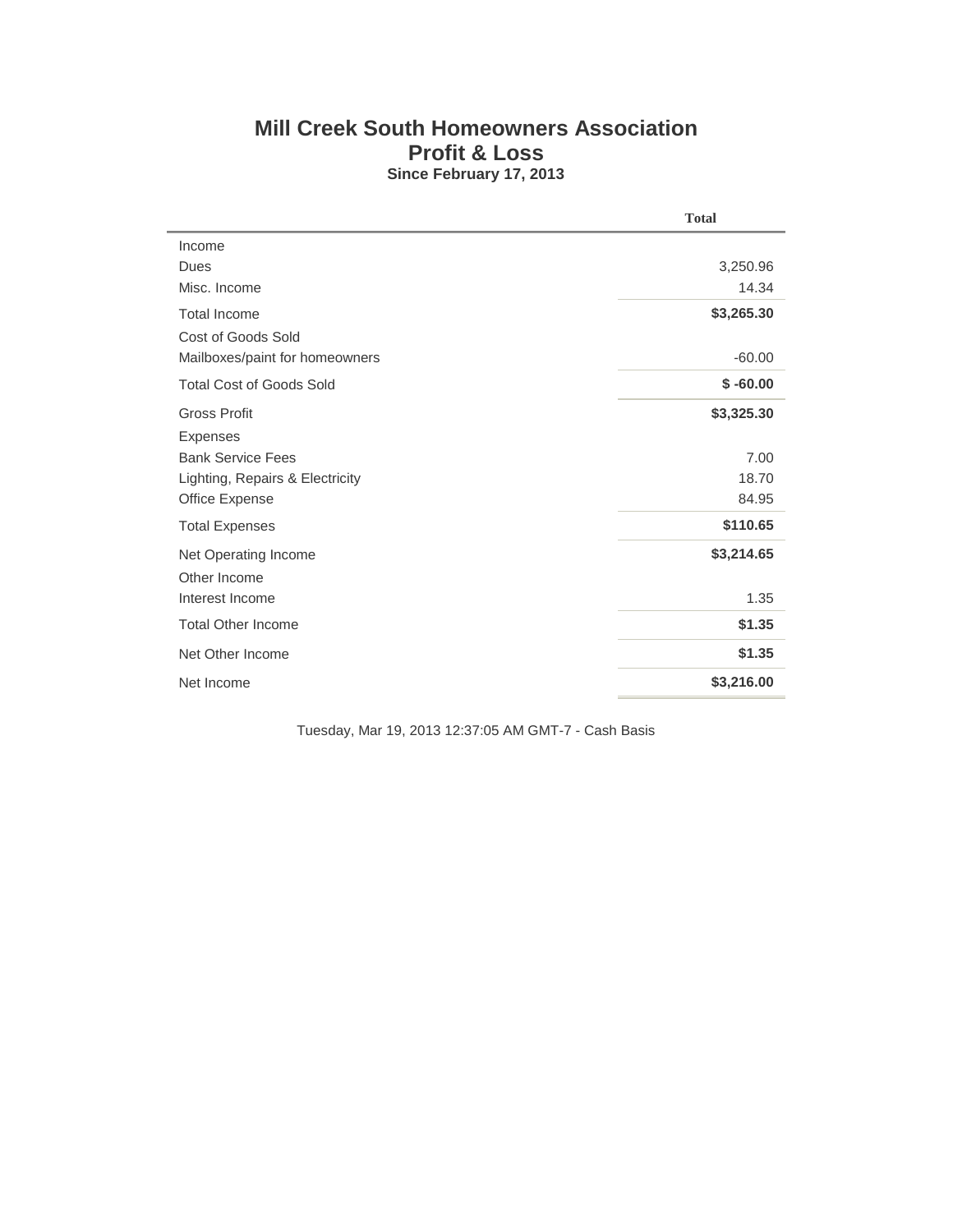# Mill Creek South Homeowners Association

## Profit & Loss

**Since February 17, 2013**

| | Total |
|---|---|
| Income | |
| Dues | 3,250.96 |
| Misc. Income | 14.34 |
| Total Income | **$3,265.30** |
| Cost of Goods Sold | |
| Mailboxes/paint for homeowners | -60.00 |
| Total Cost of Goods Sold | **$ -60.00** |
| Gross Profit | **$3,325.30** |
| Expenses | |
| Bank Service Fees | 7.00 |
| Lighting, Repairs & Electricity | 18.70 |
| Office Expense | 84.95 |
| Total Expenses | **$110.65** |
| Net Operating Income | **$3,214.65** |
| Other Income | |
| Interest Income | 1.35 |
| Total Other Income | **$1.35** |
| Net Other Income | **$1.35** |
| Net Income | **$3,216.00** |

Tuesday, Mar 19, 2013 12:37:05 AM GMT-7 - Cash Basis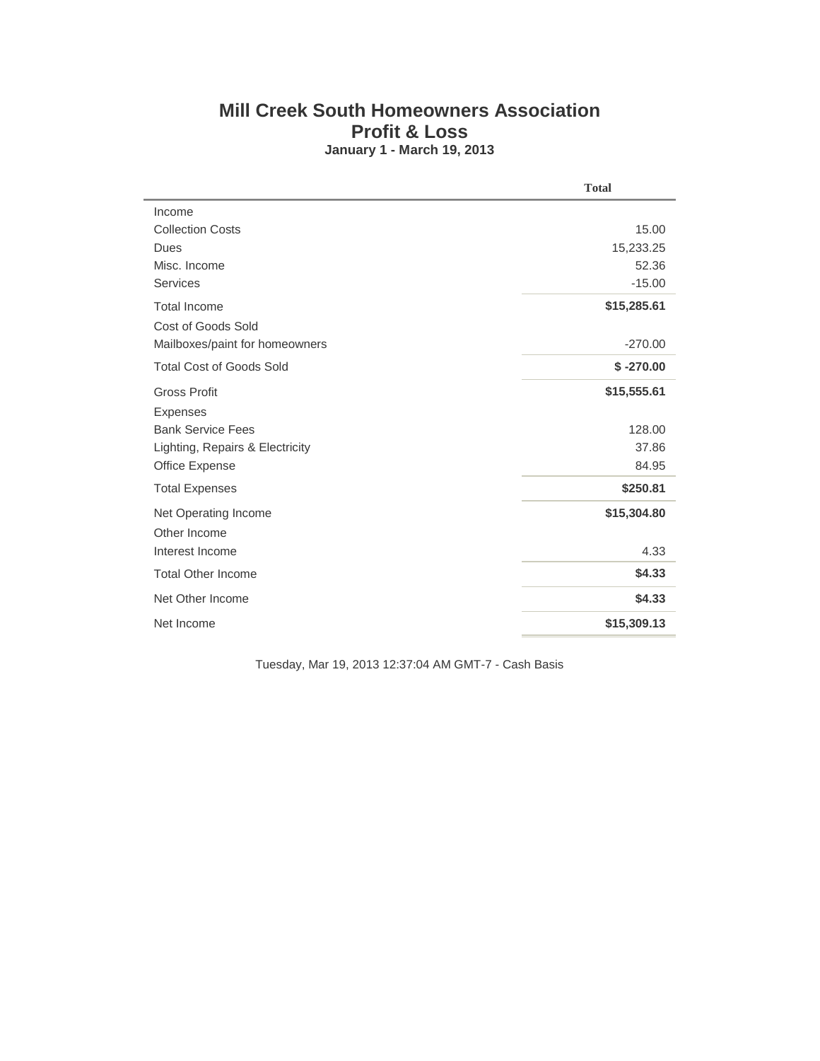# Mill Creek South Homeowners Association

## Profit & Loss

### January 1 - March 19, 2013

| | Total |
|---|---:|
| Income | |
| Collection Costs | 15.00 |
| Dues | 15,233.25 |
| Misc. Income | 52.36 |
| Services | -15.00 |
| Total Income | **$15,285.61** |
| Cost of Goods Sold | |
| Mailboxes/paint for homeowners | -270.00 |
| Total Cost of Goods Sold | **$ -270.00** |
| Gross Profit | **$15,555.61** |
| Expenses | |
| Bank Service Fees | 128.00 |
| Lighting, Repairs & Electricity | 37.86 |
| Office Expense | 84.95 |
| Total Expenses | **$250.81** |
| Net Operating Income | **$15,304.80** |
| Other Income | |
| Interest Income | 4.33 |
| Total Other Income | **$4.33** |
| Net Other Income | **$4.33** |
| Net Income | **$15,309.13** |

Tuesday, Mar 19, 2013 12:37:04 AM GMT-7 - Cash Basis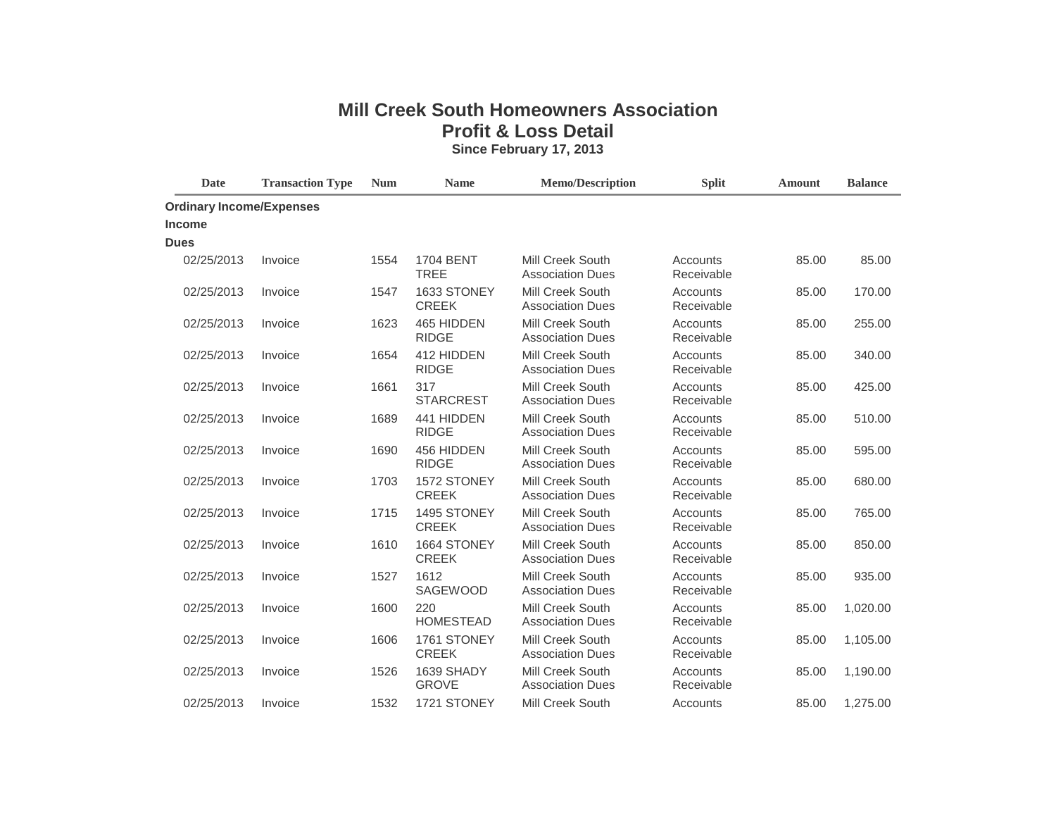# Mill Creek South Homeowners Association
## Profit & Loss Detail
### Since February 17, 2013

| Date | Transaction Type | Num | Name | Memo/Description | Split | Amount | Balance |
|---|---|---|---|---|---|---|---|
| **Ordinary Income/Expenses** | | | | | | | |
| **Income** | | | | | | | |
| **Dues** | | | | | | | |
| 02/25/2013 | Invoice | 1554 | 1704 BENT TREE | Mill Creek South Association Dues | Accounts Receivable | 85.00 | 85.00 |
| 02/25/2013 | Invoice | 1547 | 1633 STONEY CREEK | Mill Creek South Association Dues | Accounts Receivable | 85.00 | 170.00 |
| 02/25/2013 | Invoice | 1623 | 465 HIDDEN RIDGE | Mill Creek South Association Dues | Accounts Receivable | 85.00 | 255.00 |
| 02/25/2013 | Invoice | 1654 | 412 HIDDEN RIDGE | Mill Creek South Association Dues | Accounts Receivable | 85.00 | 340.00 |
| 02/25/2013 | Invoice | 1661 | 317 STARCREST | Mill Creek South Association Dues | Accounts Receivable | 85.00 | 425.00 |
| 02/25/2013 | Invoice | 1689 | 441 HIDDEN RIDGE | Mill Creek South Association Dues | Accounts Receivable | 85.00 | 510.00 |
| 02/25/2013 | Invoice | 1690 | 456 HIDDEN RIDGE | Mill Creek South Association Dues | Accounts Receivable | 85.00 | 595.00 |
| 02/25/2013 | Invoice | 1703 | 1572 STONEY CREEK | Mill Creek South Association Dues | Accounts Receivable | 85.00 | 680.00 |
| 02/25/2013 | Invoice | 1715 | 1495 STONEY CREEK | Mill Creek South Association Dues | Accounts Receivable | 85.00 | 765.00 |
| 02/25/2013 | Invoice | 1610 | 1664 STONEY CREEK | Mill Creek South Association Dues | Accounts Receivable | 85.00 | 850.00 |
| 02/25/2013 | Invoice | 1527 | 1612 SAGEWOOD | Mill Creek South Association Dues | Accounts Receivable | 85.00 | 935.00 |
| 02/25/2013 | Invoice | 1600 | 220 HOMESTEAD | Mill Creek South Association Dues | Accounts Receivable | 85.00 | 1,020.00 |
| 02/25/2013 | Invoice | 1606 | 1761 STONEY CREEK | Mill Creek South Association Dues | Accounts Receivable | 85.00 | 1,105.00 |
| 02/25/2013 | Invoice | 1526 | 1639 SHADY GROVE | Mill Creek South Association Dues | Accounts Receivable | 85.00 | 1,190.00 |
| 02/25/2013 | Invoice | 1532 | 1721 STONEY | Mill Creek South | Accounts | 85.00 | 1,275.00 |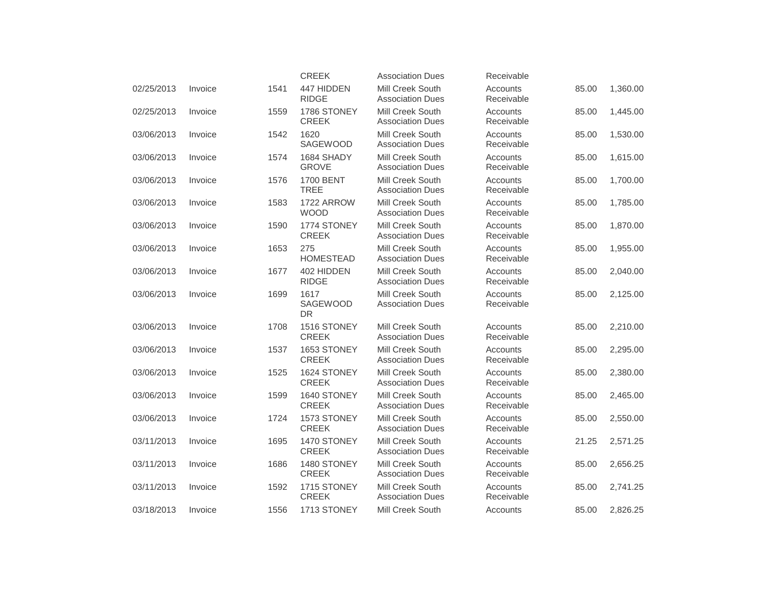| | | | CREEK | Association Dues | Receivable | | |
|---|---|---|---|---|---|---|---|
| 02/25/2013 | Invoice | 1541 | 447 HIDDEN RIDGE | Mill Creek South Association Dues | Accounts Receivable | 85.00 | 1,360.00 |
| 02/25/2013 | Invoice | 1559 | 1786 STONEY CREEK | Mill Creek South Association Dues | Accounts Receivable | 85.00 | 1,445.00 |
| 03/06/2013 | Invoice | 1542 | 1620 SAGEWOOD | Mill Creek South Association Dues | Accounts Receivable | 85.00 | 1,530.00 |
| 03/06/2013 | Invoice | 1574 | 1684 SHADY GROVE | Mill Creek South Association Dues | Accounts Receivable | 85.00 | 1,615.00 |
| 03/06/2013 | Invoice | 1576 | 1700 BENT TREE | Mill Creek South Association Dues | Accounts Receivable | 85.00 | 1,700.00 |
| 03/06/2013 | Invoice | 1583 | 1722 ARROW WOOD | Mill Creek South Association Dues | Accounts Receivable | 85.00 | 1,785.00 |
| 03/06/2013 | Invoice | 1590 | 1774 STONEY CREEK | Mill Creek South Association Dues | Accounts Receivable | 85.00 | 1,870.00 |
| 03/06/2013 | Invoice | 1653 | 275 HOMESTEAD | Mill Creek South Association Dues | Accounts Receivable | 85.00 | 1,955.00 |
| 03/06/2013 | Invoice | 1677 | 402 HIDDEN RIDGE | Mill Creek South Association Dues | Accounts Receivable | 85.00 | 2,040.00 |
| 03/06/2013 | Invoice | 1699 | 1617 SAGEWOOD DR | Mill Creek South Association Dues | Accounts Receivable | 85.00 | 2,125.00 |
| 03/06/2013 | Invoice | 1708 | 1516 STONEY CREEK | Mill Creek South Association Dues | Accounts Receivable | 85.00 | 2,210.00 |
| 03/06/2013 | Invoice | 1537 | 1653 STONEY CREEK | Mill Creek South Association Dues | Accounts Receivable | 85.00 | 2,295.00 |
| 03/06/2013 | Invoice | 1525 | 1624 STONEY CREEK | Mill Creek South Association Dues | Accounts Receivable | 85.00 | 2,380.00 |
| 03/06/2013 | Invoice | 1599 | 1640 STONEY CREEK | Mill Creek South Association Dues | Accounts Receivable | 85.00 | 2,465.00 |
| 03/06/2013 | Invoice | 1724 | 1573 STONEY CREEK | Mill Creek South Association Dues | Accounts Receivable | 85.00 | 2,550.00 |
| 03/11/2013 | Invoice | 1695 | 1470 STONEY CREEK | Mill Creek South Association Dues | Accounts Receivable | 21.25 | 2,571.25 |
| 03/11/2013 | Invoice | 1686 | 1480 STONEY CREEK | Mill Creek South Association Dues | Accounts Receivable | 85.00 | 2,656.25 |
| 03/11/2013 | Invoice | 1592 | 1715 STONEY CREEK | Mill Creek South Association Dues | Accounts Receivable | 85.00 | 2,741.25 |
| 03/18/2013 | Invoice | 1556 | 1713 STONEY | Mill Creek South | Accounts | 85.00 | 2,826.25 |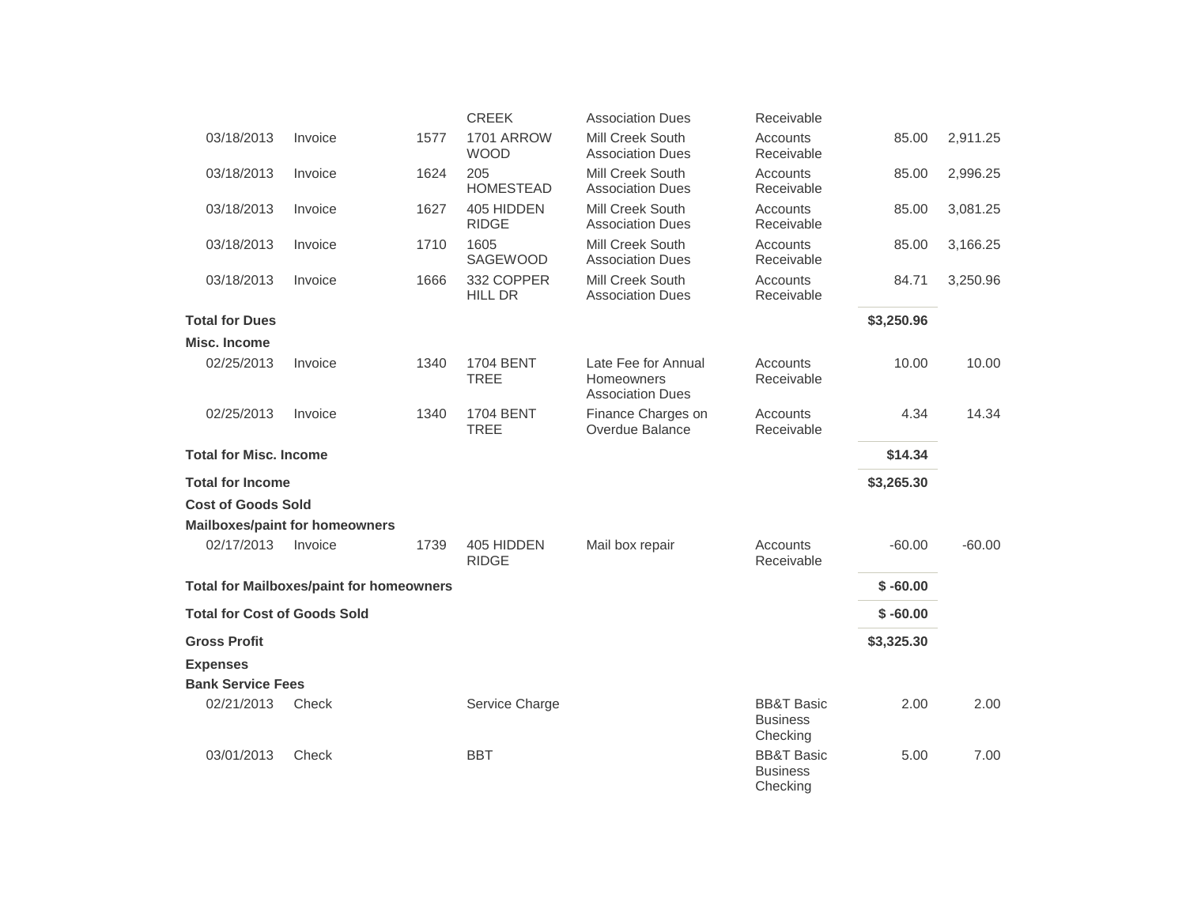| | | | | | | | |
|---|---|---|---|---|---|---|---|
| | | | CREEK | Association Dues | Receivable | | |
| 03/18/2013 | Invoice | 1577 | 1701 ARROW WOOD | Mill Creek South Association Dues | Accounts Receivable | 85.00 | 2,911.25 |
| 03/18/2013 | Invoice | 1624 | 205 HOMESTEAD | Mill Creek South Association Dues | Accounts Receivable | 85.00 | 2,996.25 |
| 03/18/2013 | Invoice | 1627 | 405 HIDDEN RIDGE | Mill Creek South Association Dues | Accounts Receivable | 85.00 | 3,081.25 |
| 03/18/2013 | Invoice | 1710 | 1605 SAGEWOOD | Mill Creek South Association Dues | Accounts Receivable | 85.00 | 3,166.25 |
| 03/18/2013 | Invoice | 1666 | 332 COPPER HILL DR | Mill Creek South Association Dues | Accounts Receivable | 84.71 | 3,250.96 |
| **Total for Dues** | | | | | | **$3,250.96** | |
| **Misc. Income** | | | | | | | |
| 02/25/2013 | Invoice | 1340 | 1704 BENT TREE | Late Fee for Annual Homeowners Association Dues | Accounts Receivable | 10.00 | 10.00 |
| 02/25/2013 | Invoice | 1340 | 1704 BENT TREE | Finance Charges on Overdue Balance | Accounts Receivable | 4.34 | 14.34 |
| **Total for Misc. Income** | | | | | | **$14.34** | |
| **Total for Income** | | | | | | **$3,265.30** | |
| **Cost of Goods Sold** | | | | | | | |
| **Mailboxes/paint for homeowners** | | | | | | | |
| 02/17/2013 | Invoice | 1739 | 405 HIDDEN RIDGE | Mail box repair | Accounts Receivable | -60.00 | -60.00 |
| **Total for Mailboxes/paint for homeowners** | | | | | | **$ -60.00** | |
| **Total for Cost of Goods Sold** | | | | | | **$ -60.00** | |
| **Gross Profit** | | | | | | **$3,325.30** | |
| **Expenses** | | | | | | | |
| **Bank Service Fees** | | | | | | | |
| 02/21/2013 | Check | | Service Charge | | BB&T Basic Business Checking | 2.00 | 2.00 |
| 03/01/2013 | Check | | BBT | | BB&T Basic Business Checking | 5.00 | 7.00 |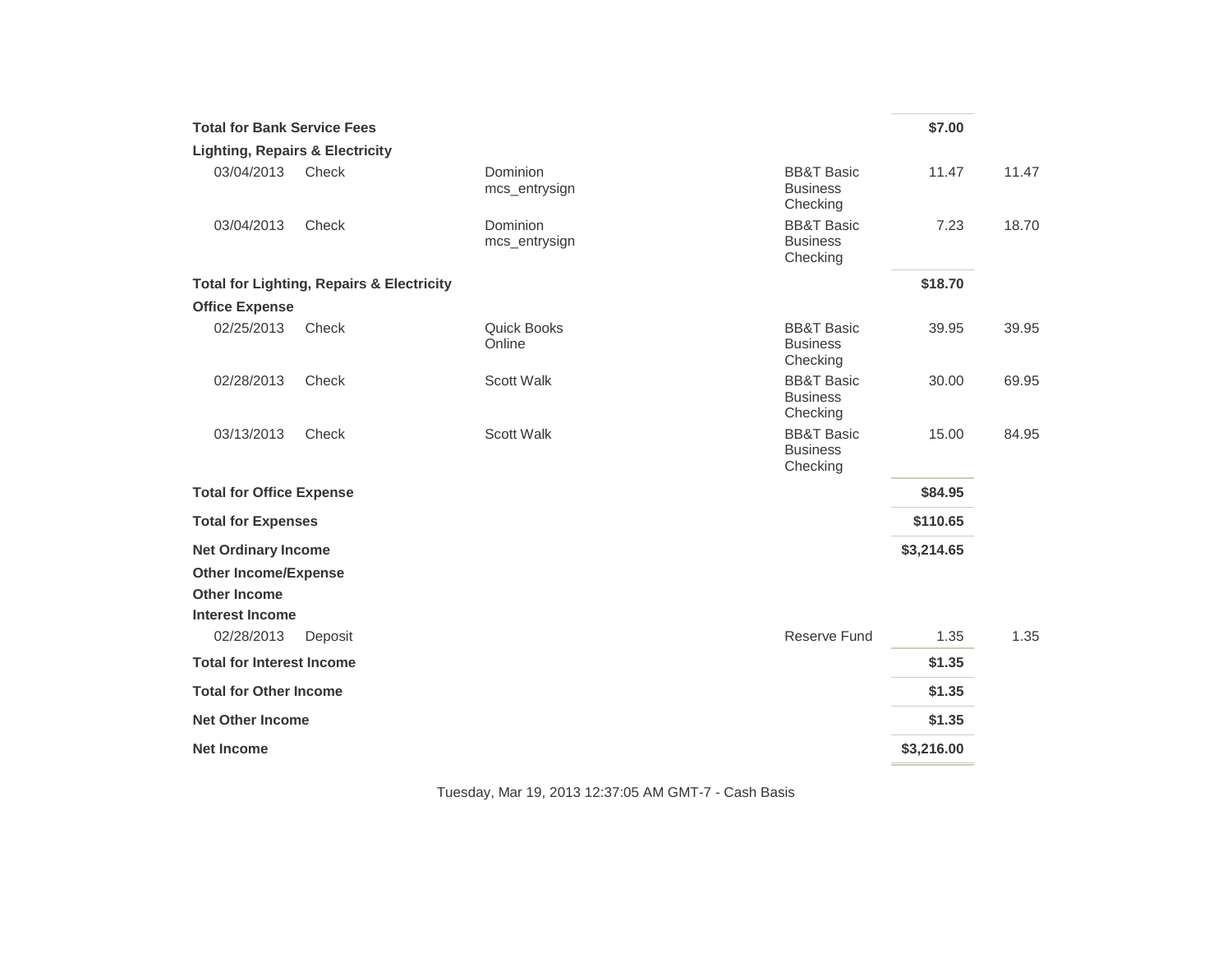| | | | | | |
|---|---|---|---|---|---|
| **Total for Bank Service Fees** | | | | **$7.00** | |
| **Lighting, Repairs & Electricity** | | | | | |
| 03/04/2013 | Check | Dominion mcs_entrysign | BB&T Basic Business Checking | 11.47 | 11.47 |
| 03/04/2013 | Check | Dominion mcs_entrysign | BB&T Basic Business Checking | 7.23 | 18.70 |
| **Total for Lighting, Repairs & Electricity** | | | | **$18.70** | |
| **Office Expense** | | | | | |
| 02/25/2013 | Check | Quick Books Online | BB&T Basic Business Checking | 39.95 | 39.95 |
| 02/28/2013 | Check | Scott Walk | BB&T Basic Business Checking | 30.00 | 69.95 |
| 03/13/2013 | Check | Scott Walk | BB&T Basic Business Checking | 15.00 | 84.95 |
| **Total for Office Expense** | | | | **$84.95** | |
| **Total for Expenses** | | | | **$110.65** | |
| **Net Ordinary Income** | | | | **$3,214.65** | |
| **Other Income/Expense** | | | | | |
| **Other Income** | | | | | |
| **Interest Income** | | | | | |
| 02/28/2013 | Deposit | | Reserve Fund | 1.35 | 1.35 |
| **Total for Interest Income** | | | | **$1.35** | |
| **Total for Other Income** | | | | **$1.35** | |
| **Net Other Income** | | | | **$1.35** | |
| **Net Income** | | | | **$3,216.00** | |

Tuesday, Mar 19, 2013 12:37:05 AM GMT-7 - Cash Basis